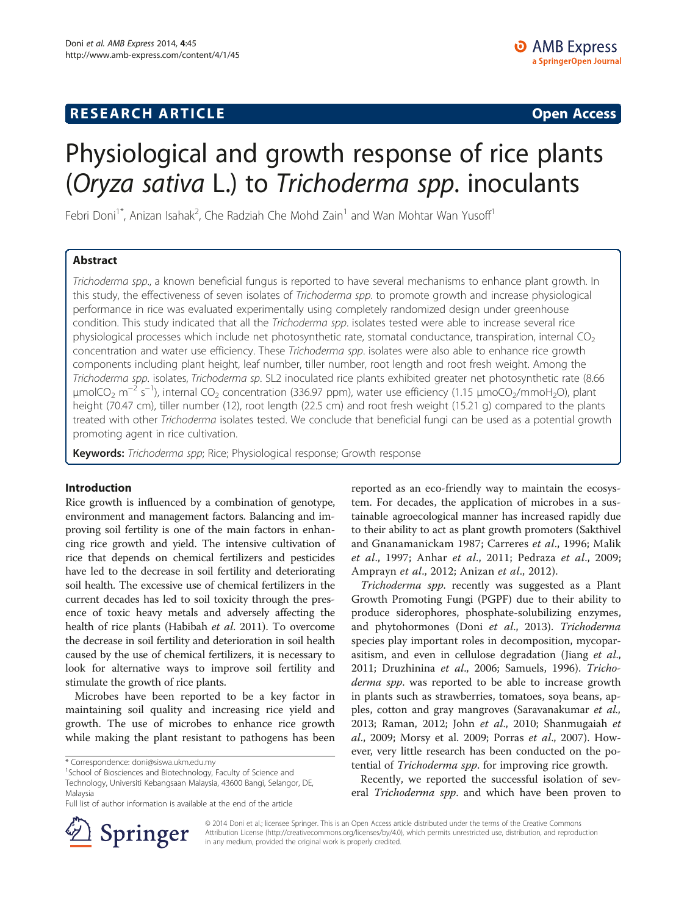**RESEARCH ARTICLE** **Open Access**

# Physiological and growth response of rice plants (*Oryza sativa* L.) to *Trichoderma spp.* inoculants

Febri Doni[1*], Anizan Isahak[2], Che Radziah Che Mohd Zain[1] and Wan Mohtar Wan Yusoff[1]

## Abstract

*Trichoderma spp.*, a known beneficial fungus is reported to have several mechanisms to enhance plant growth. In this study, the effectiveness of seven isolates of *Trichoderma spp.* to promote growth and increase physiological performance in rice was evaluated experimentally using completely randomized design under greenhouse condition. This study indicated that all the *Trichoderma spp.* isolates tested were able to increase several rice physiological processes which include net photosynthetic rate, stomatal conductance, transpiration, internal $CO_2$ concentration and water use efficiency. These *Trichoderma spp.* isolates were also able to enhance rice growth components including plant height, leaf number, tiller number, root length and root fresh weight. Among the *Trichoderma spp.* isolates, *Trichoderma sp.* SL2 inoculated rice plants exhibited greater net photosynthetic rate (8.66 $\mu molCO_2\ m^{-2}\ s^{-1}$), internal $CO_2$ concentration (336.97 ppm), water use efficiency (1.15 $\mu moCO_2/mmoH_2O$), plant height (70.47 cm), tiller number (12), root length (22.5 cm) and root fresh weight (15.21 g) compared to the plants treated with other *Trichoderma* isolates tested. We conclude that beneficial fungi can be used as a potential growth promoting agent in rice cultivation.

**Keywords:** *Trichoderma spp*; Rice; Physiological response; Growth response

## Introduction

Rice growth is influenced by a combination of genotype, environment and management factors. Balancing and improving soil fertility is one of the main factors in enhancing rice growth and yield. The intensive cultivation of rice that depends on chemical fertilizers and pesticides have led to the decrease in soil fertility and deteriorating soil health. The excessive use of chemical fertilizers in the current decades has led to soil toxicity through the presence of toxic heavy metals and adversely affecting the health of rice plants (Habibah *et al*. 2011). To overcome the decrease in soil fertility and deterioration in soil health caused by the use of chemical fertilizers, it is necessary to look for alternative ways to improve soil fertility and stimulate the growth of rice plants.

Microbes have been reported to be a key factor in maintaining soil quality and increasing rice yield and growth. The use of microbes to enhance rice growth while making the plant resistant to pathogens has been reported as an eco-friendly way to maintain the ecosystem. For decades, the application of microbes in a sustainable agroecological manner has increased rapidly due to their ability to act as plant growth promoters (Sakthivel and Gnanamanickam 1987; Carreres *et al*., 1996; Malik *et al*., 1997; Anhar *et al*., 2011; Pedraza *et al*., 2009; Amprayn *et al*., 2012; Anizan *et al*., 2012).

*Trichoderma spp.* recently was suggested as a Plant Growth Promoting Fungi (PGPF) due to their ability to produce siderophores, phosphate-solubilizing enzymes, and phytohormones (Doni *et al*., 2013). *Trichoderma* species play important roles in decomposition, mycoparasitism, and even in cellulose degradation (Jiang *et al*., 2011; Druzhinina *et al*., 2006; Samuels, 1996). *Trichoderma spp.* was reported to be able to increase growth in plants such as strawberries, tomatoes, soya beans, apples, cotton and gray mangroves (Saravanakumar *et al.*, 2013; Raman, 2012; John *et al*., 2010; Shanmugaiah *et al*., 2009; Morsy et al. 2009; Porras *et al*., 2007). However, very little research has been conducted on the potential of *Trichoderma spp.* for improving rice growth.

Recently, we reported the successful isolation of several *Trichoderma spp.* and which have been proven to

\* Correspondence: doni@siswa.ukm.edu.my
[1]School of Biosciences and Biotechnology, Faculty of Science and Technology, Universiti Kebangsaan Malaysia, 43600 Bangi, Selangor, DE, Malaysia
Full list of author information is available at the end of the article

© 2014 Doni et al.; licensee Springer. This is an Open Access article distributed under the terms of the Creative Commons Attribution License (http://creativecommons.org/licenses/by/4.0), which permits unrestricted use, distribution, and reproduction in any medium, provided the original work is properly credited.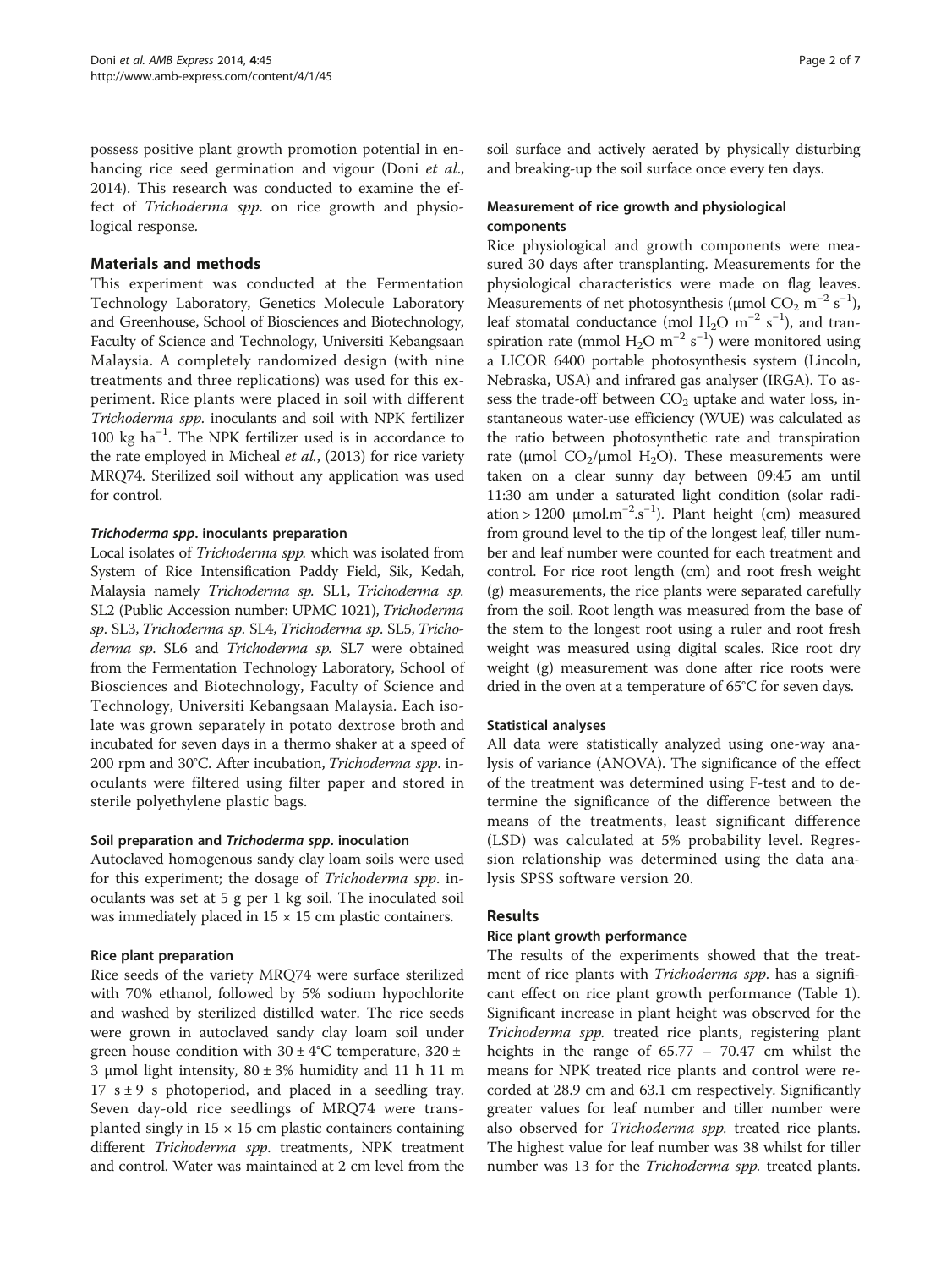possess positive plant growth promotion potential in enhancing rice seed germination and vigour (Doni *et al*., 2014). This research was conducted to examine the effect of *Trichoderma spp*. on rice growth and physiological response.

## Materials and methods

This experiment was conducted at the Fermentation Technology Laboratory, Genetics Molecule Laboratory and Greenhouse, School of Biosciences and Biotechnology, Faculty of Science and Technology, Universiti Kebangsaan Malaysia. A completely randomized design (with nine treatments and three replications) was used for this experiment. Rice plants were placed in soil with different *Trichoderma spp*. inoculants and soil with NPK fertilizer 100 kg $ha^{-1}$. The NPK fertilizer used is in accordance to the rate employed in Micheal *et al.*, (2013) for rice variety MRQ74. Sterilized soil without any application was used for control.

### *Trichoderma spp*. inoculants preparation

Local isolates of *Trichoderma spp.* which was isolated from System of Rice Intensification Paddy Field, Sik, Kedah, Malaysia namely *Trichoderma sp.* SL1, *Trichoderma sp.* SL2 (Public Accession number: UPMC 1021), *Trichoderma sp*. SL3, *Trichoderma sp*. SL4, *Trichoderma sp*. SL5, *Trichoderma sp.* SL6 and *Trichoderma sp.* SL7 were obtained from the Fermentation Technology Laboratory, School of Biosciences and Biotechnology, Faculty of Science and Technology, Universiti Kebangsaan Malaysia. Each isolate was grown separately in potato dextrose broth and incubated for seven days in a thermo shaker at a speed of 200 rpm and 30°C. After incubation, *Trichoderma spp*. inoculants were filtered using filter paper and stored in sterile polyethylene plastic bags.

### Soil preparation and *Trichoderma spp*. inoculation

Autoclaved homogenous sandy clay loam soils were used for this experiment; the dosage of *Trichoderma spp*. inoculants was set at 5 g per 1 kg soil. The inoculated soil was immediately placed in 15 × 15 cm plastic containers.

### Rice plant preparation

Rice seeds of the variety MRQ74 were surface sterilized with 70% ethanol, followed by 5% sodium hypochlorite and washed by sterilized distilled water. The rice seeds were grown in autoclaved sandy clay loam soil under green house condition with 30 ± 4°C temperature, 320 ± 3 μmol light intensity, 80 ± 3% humidity and 11 h 11 m 17 s ± 9 s photoperiod, and placed in a seedling tray. Seven day-old rice seedlings of MRQ74 were transplanted singly in 15 × 15 cm plastic containers containing different *Trichoderma spp*. treatments, NPK treatment and control. Water was maintained at 2 cm level from the soil surface and actively aerated by physically disturbing and breaking-up the soil surface once every ten days.

### Measurement of rice growth and physiological components

Rice physiological and growth components were measured 30 days after transplanting. Measurements for the physiological characteristics were made on flag leaves. Measurements of net photosynthesis (μmol $CO_2$ $m^{-2}$ $s^{-1}$), leaf stomatal conductance (mol $H_2O$ $m^{-2}$ $s^{-1}$), and transpiration rate (mmol $H_2O$ $m^{-2}$ $s^{-1}$) were monitored using a LICOR 6400 portable photosynthesis system (Lincoln, Nebraska, USA) and infrared gas analyser (IRGA). To assess the trade-off between $CO_2$ uptake and water loss, instantaneous water-use efficiency (WUE) was calculated as the ratio between photosynthetic rate and transpiration rate (μmol $CO_2$/μmol $H_2O$). These measurements were taken on a clear sunny day between 09:45 am until 11:30 am under a saturated light condition (solar radiation > 1200 μmol.$m^{-2}$.$s^{-1}$). Plant height (cm) measured from ground level to the tip of the longest leaf, tiller number and leaf number were counted for each treatment and control. For rice root length (cm) and root fresh weight (g) measurements, the rice plants were separated carefully from the soil. Root length was measured from the base of the stem to the longest root using a ruler and root fresh weight was measured using digital scales. Rice root dry weight (g) measurement was done after rice roots were dried in the oven at a temperature of 65°C for seven days.

### Statistical analyses

All data were statistically analyzed using one-way analysis of variance (ANOVA). The significance of the effect of the treatment was determined using F-test and to determine the significance of the difference between the means of the treatments, least significant difference (LSD) was calculated at 5% probability level. Regression relationship was determined using the data analysis SPSS software version 20.

## Results

### Rice plant growth performance

The results of the experiments showed that the treatment of rice plants with *Trichoderma spp*. has a significant effect on rice plant growth performance (Table 1). Significant increase in plant height was observed for the *Trichoderma spp.* treated rice plants, registering plant heights in the range of 65.77 – 70.47 cm whilst the means for NPK treated rice plants and control were recorded at 28.9 cm and 63.1 cm respectively. Significantly greater values for leaf number and tiller number were also observed for *Trichoderma spp.* treated rice plants. The highest value for leaf number was 38 whilst for tiller number was 13 for the *Trichoderma spp.* treated plants.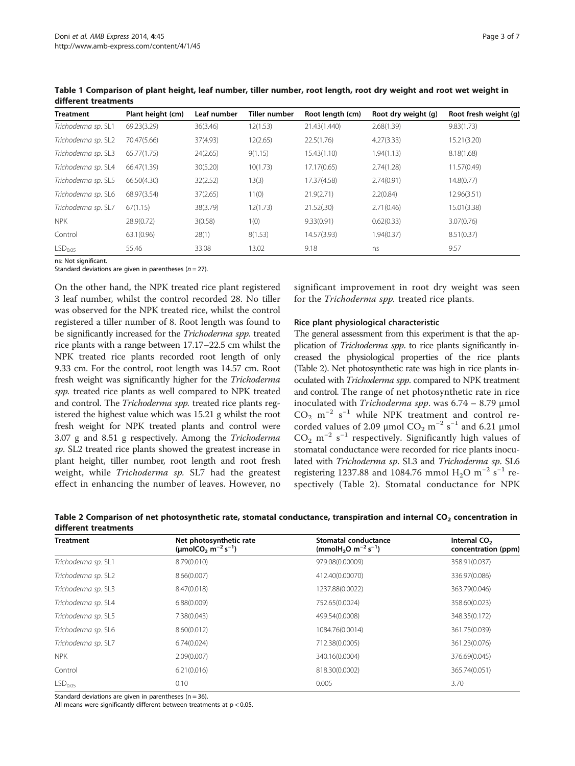**Table 1 Comparison of plant height, leaf number, tiller number, root length, root dry weight and root wet weight in different treatments**

| Treatment | Plant height (cm) | Leaf number | Tiller number | Root length (cm) | Root dry weight (g) | Root fresh weight (g) |
|---|---|---|---|---|---|---|
| *Trichoderma sp.* SL1 | 69.23(3.29) | 36(3.46) | 12(1.53) | 21.43(1.440) | 2.68(1.39) | 9.83(1.73) |
| *Trichoderma sp.* SL2 | 70.47(5.66) | 37(4.93) | 12(2.65) | 22.5(1.76) | 4.27(3.33) | 15.21(3.20) |
| *Trichoderma sp.* SL3 | 65.77(1.75) | 24(2.65) | 9(1.15) | 15.43(1.10) | 1.94(1.13) | 8.18(1.68) |
| *Trichoderma sp.* SL4 | 66.47(1.39) | 30(5.20) | 10(1.73) | 17.17(0.65) | 2.74(1.28) | 11.57(0.49) |
| *Trichoderma sp.* SL5 | 66.50(4.30) | 32(2.52) | 13(3) | 17.37(4.58) | 2.74(0.91) | 14.8(0.77) |
| *Trichoderma sp.* SL6 | 68.97(3.54) | 37(2.65) | 11(0) | 21.9(2.71) | 2.2(0.84) | 12.96(3.51) |
| *Trichoderma sp.* SL7 | 67(1.15) | 38(3.79) | 12(1.73) | 21.52(.30) | 2.71(0.46) | 15.01(3.38) |
| NPK | 28.9(0.72) | 3(0.58) | 1(0) | 9.33(0.91) | 0.62(0.33) | 3.07(0.76) |
| Control | 63.1(0.96) | 28(1) | 8(1.53) | 14.57(3.93) | 1.94(0.37) | 8.51(0.37) |
| $LSD_{0.05}$ | 55.46 | 33.08 | 13.02 | 9.18 | ns | 9.57 |

ns: Not significant.
Standard deviations are given in parentheses ($n = 27$).

On the other hand, the NPK treated rice plant registered 3 leaf number, whilst the control recorded 28. No tiller was observed for the NPK treated rice, whilst the control registered a tiller number of 8. Root length was found to be significantly increased for the *Trichoderma spp.* treated rice plants with a range between 17.17–22.5 cm whilst the NPK treated rice plants recorded root length of only 9.33 cm. For the control, root length was 14.57 cm. Root fresh weight was significantly higher for the *Trichoderma spp.* treated rice plants as well compared to NPK treated and control. The *Trichoderma spp.* treated rice plants registered the highest value which was 15.21 g whilst the root fresh weight for NPK treated plants and control were 3.07 g and 8.51 g respectively. Among the *Trichoderma sp.* SL2 treated rice plants showed the greatest increase in plant height, tiller number, root length and root fresh weight, while *Trichoderma sp.* SL7 had the greatest effect in enhancing the number of leaves. However, no significant improvement in root dry weight was seen for the *Trichoderma spp.* treated rice plants.

### Rice plant physiological characteristic

The general assessment from this experiment is that the application of *Trichoderma spp.* to rice plants significantly increased the physiological properties of the rice plants (Table 2). Net photosynthetic rate was high in rice plants inoculated with *Trichoderma spp.* compared to NPK treatment and control. The range of net photosynthetic rate in rice inoculated with *Trichoderma spp.* was 6.74 – 8.79 μmol $CO_2$ $m^{-2}$ $s^{-1}$ while NPK treatment and control recorded values of 2.09 μmol $CO_2$ $m^{-2}$ $s^{-1}$ and 6.21 μmol $CO_2$ $m^{-2}$ $s^{-1}$ respectively. Significantly high values of stomatal conductance were recorded for rice plants inoculated with *Trichoderma sp.* SL3 and *Trichoderma sp.* SL6 registering 1237.88 and 1084.76 mmol $H_2O$ $m^{-2}$ $s^{-1}$ respectively (Table 2). Stomatal conductance for NPK

**Table 2 Comparison of net photosynthetic rate, stomatal conductance, transpiration and internal $CO_2$ concentration in different treatments**

| Treatment | Net photosynthetic rate (μmol$CO_2$ $m^{-2}$ $s^{-1}$) | Stomatal conductance (mmol$H_2O$ $m^{-2}$ $s^{-1}$) | Internal $CO_2$ concentration (ppm) |
|---|---|---|---|
| *Trichoderma sp.* SL1 | 8.79(0.010) | 979.08(0.00009) | 358.91(0.037) |
| *Trichoderma sp.* SL2 | 8.66(0.007) | 412.40(0.00070) | 336.97(0.086) |
| *Trichoderma sp.* SL3 | 8.47(0.018) | 1237.88(0.0022) | 363.79(0.046) |
| *Trichoderma sp.* SL4 | 6.88(0.009) | 752.65(0.0024) | 358.60(0.023) |
| *Trichoderma sp.* SL5 | 7.38(0.043) | 499.54(0.0008) | 348.35(0.172) |
| *Trichoderma sp.* SL6 | 8.60(0.012) | 1084.76(0.0014) | 361.75(0.039) |
| *Trichoderma sp.* SL7 | 6.74(0.024) | 712.38(0.0005) | 361.23(0.076) |
| NPK | 2.09(0.007) | 340.16(0.0004) | 376.69(0.045) |
| Control | 6.21(0.016) | 818.30(0.0002) | 365.74(0.051) |
| $LSD_{0.05}$ | 0.10 | 0.005 | 3.70 |

Standard deviations are given in parentheses ($n = 36$).
All means were significantly different between treatments at $p < 0.05$.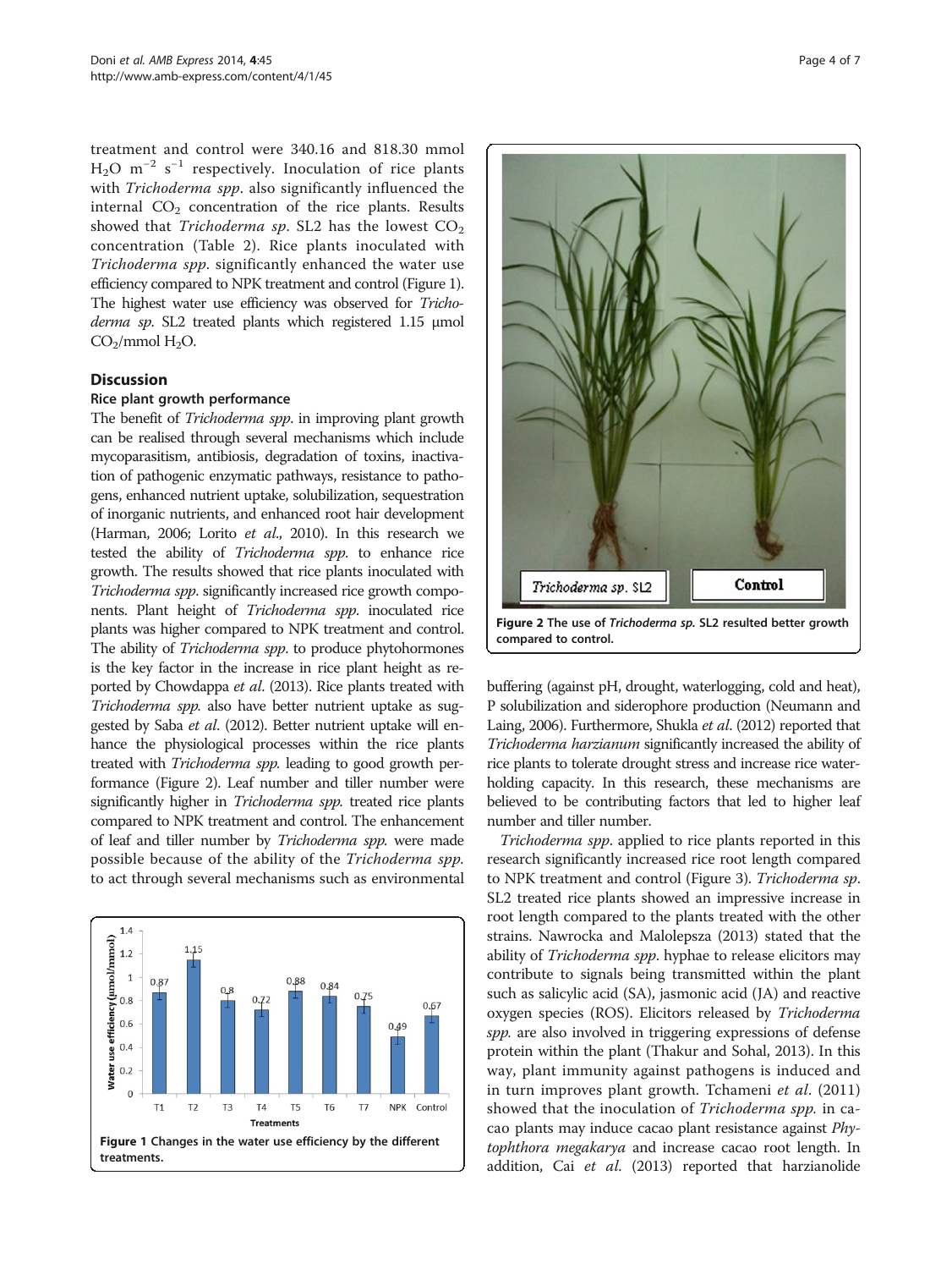treatment and control were 340.16 and 818.30 mmol $H_2O$ $m^{-2}$ $s^{-1}$ respectively. Inoculation of rice plants with *Trichoderma spp*. also significantly influenced the internal $CO_2$ concentration of the rice plants. Results showed that *Trichoderma sp*. SL2 has the lowest $CO_2$ concentration (Table 2). Rice plants inoculated with *Trichoderma spp*. significantly enhanced the water use efficiency compared to NPK treatment and control (Figure 1). The highest water use efficiency was observed for *Trichoderma sp*. SL2 treated plants which registered 1.15 μmol $CO_2$/mmol $H_2O$.

## Discussion

### Rice plant growth performance

The benefit of *Trichoderma spp*. in improving plant growth can be realised through several mechanisms which include mycoparasitism, antibiosis, degradation of toxins, inactivation of pathogenic enzymatic pathways, resistance to pathogens, enhanced nutrient uptake, solubilization, sequestration of inorganic nutrients, and enhanced root hair development (Harman, 2006; Lorito *et al*., 2010). In this research we tested the ability of *Trichoderma spp*. to enhance rice growth. The results showed that rice plants inoculated with *Trichoderma spp*. significantly increased rice growth components. Plant height of *Trichoderma spp*. inoculated rice plants was higher compared to NPK treatment and control. The ability of *Trichoderma spp*. to produce phytohormones is the key factor in the increase in rice plant height as reported by Chowdappa *et al*. (2013). Rice plants treated with *Trichoderma spp*. also have better nutrient uptake as suggested by Saba *et al*. (2012). Better nutrient uptake will enhance the physiological processes within the rice plants treated with *Trichoderma spp*. leading to good growth performance (Figure 2). Leaf number and tiller number were significantly higher in *Trichoderma spp*. treated rice plants compared to NPK treatment and control. The enhancement of leaf and tiller number by *Trichoderma spp*. were made possible because of the ability of the *Trichoderma spp*. to act through several mechanisms such as environmental buffering (against pH, drought, waterlogging, cold and heat), P solubilization and siderophore production (Neumann and Laing, 2006). Furthermore, Shukla *et al*. (2012) reported that *Trichoderma harzianum* significantly increased the ability of rice plants to tolerate drought stress and increase rice water-holding capacity. In this research, these mechanisms are believed to be contributing factors that led to higher leaf number and tiller number.

Figure 1 Changes in the water use efficiency by the different treatments.

Figure 2 The use of *Trichoderma sp*. SL2 resulted better growth compared to control.

*Trichoderma spp*. applied to rice plants reported in this research significantly increased rice root length compared to NPK treatment and control (Figure 3). *Trichoderma sp*. SL2 treated rice plants showed an impressive increase in root length compared to the plants treated with the other strains. Nawrocka and Malolepsza (2013) stated that the ability of *Trichoderma spp*. hyphae to release elicitors may contribute to signals being transmitted within the plant such as salicylic acid (SA), jasmonic acid (JA) and reactive oxygen species (ROS). Elicitors released by *Trichoderma spp*. are also involved in triggering expressions of defense protein within the plant (Thakur and Sohal, 2013). In this way, plant immunity against pathogens is induced and in turn improves plant growth. Tchameni *et al*. (2011) showed that the inoculation of *Trichoderma spp*. in cacao plants may induce cacao plant resistance against *Phytophthora megakarya* and increase cacao root length. In addition, Cai *et al*. (2013) reported that harzianolide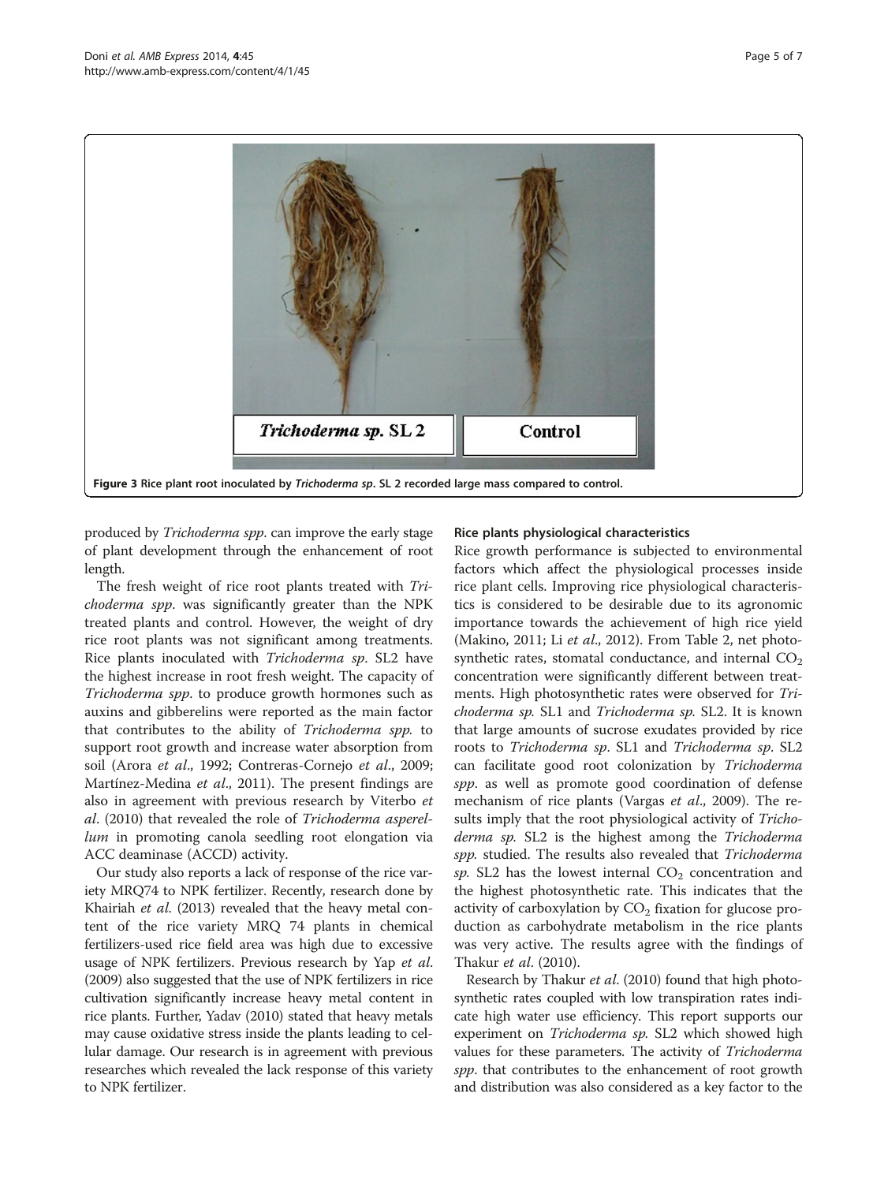Figure 3 Rice plant root inoculated by *Trichoderma sp*. SL 2 recorded large mass compared to control.

produced by *Trichoderma spp*. can improve the early stage of plant development through the enhancement of root length.

The fresh weight of rice root plants treated with *Trichoderma spp*. was significantly greater than the NPK treated plants and control. However, the weight of dry rice root plants was not significant among treatments. Rice plants inoculated with *Trichoderma sp*. SL2 have the highest increase in root fresh weight. The capacity of *Trichoderma spp*. to produce growth hormones such as auxins and gibberelins were reported as the main factor that contributes to the ability of *Trichoderma spp.* to support root growth and increase water absorption from soil (Arora *et al*., 1992; Contreras-Cornejo *et al*., 2009; Martínez-Medina *et al*., 2011). The present findings are also in agreement with previous research by Viterbo *et al*. (2010) that revealed the role of *Trichoderma asperellum* in promoting canola seedling root elongation via ACC deaminase (ACCD) activity.

Our study also reports a lack of response of the rice variety MRQ74 to NPK fertilizer. Recently, research done by Khairiah *et al*. (2013) revealed that the heavy metal content of the rice variety MRQ 74 plants in chemical fertilizers-used rice field area was high due to excessive usage of NPK fertilizers. Previous research by Yap *et al*. (2009) also suggested that the use of NPK fertilizers in rice cultivation significantly increase heavy metal content in rice plants. Further, Yadav (2010) stated that heavy metals may cause oxidative stress inside the plants leading to cellular damage. Our research is in agreement with previous researches which revealed the lack response of this variety to NPK fertilizer.

### Rice plants physiological characteristics

Rice growth performance is subjected to environmental factors which affect the physiological processes inside rice plant cells. Improving rice physiological characteristics is considered to be desirable due to its agronomic importance towards the achievement of high rice yield (Makino, 2011; Li *et al*., 2012). From Table 2, net photosynthetic rates, stomatal conductance, and internal $CO_2$ concentration were significantly different between treatments. High photosynthetic rates were observed for *Trichoderma sp.* SL1 and *Trichoderma sp.* SL2. It is known that large amounts of sucrose exudates provided by rice roots to *Trichoderma sp*. SL1 and *Trichoderma sp*. SL2 can facilitate good root colonization by *Trichoderma spp*. as well as promote good coordination of defense mechanism of rice plants (Vargas *et al*., 2009). The results imply that the root physiological activity of *Trichoderma sp.* SL2 is the highest among the *Trichoderma spp.* studied. The results also revealed that *Trichoderma sp.* SL2 has the lowest internal $CO_2$ concentration and the highest photosynthetic rate. This indicates that the activity of carboxylation by $CO_2$ fixation for glucose production as carbohydrate metabolism in the rice plants was very active. The results agree with the findings of Thakur *et al*. (2010).

Research by Thakur *et al*. (2010) found that high photosynthetic rates coupled with low transpiration rates indicate high water use efficiency. This report supports our experiment on *Trichoderma sp.* SL2 which showed high values for these parameters. The activity of *Trichoderma spp*. that contributes to the enhancement of root growth and distribution was also considered as a key factor to the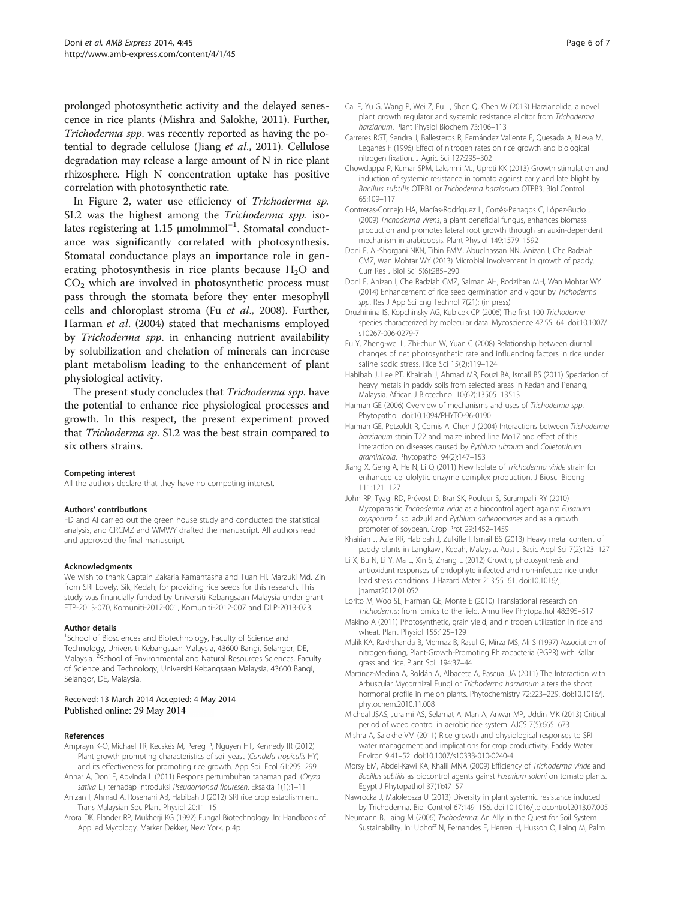prolonged photosynthetic activity and the delayed senescence in rice plants (Mishra and Salokhe, 2011). Further, *Trichoderma spp*. was recently reported as having the potential to degrade cellulose (Jiang *et al*., 2011). Cellulose degradation may release a large amount of N in rice plant rhizosphere. High N concentration uptake has positive correlation with photosynthetic rate.

In Figure 2, water use efficiency of *Trichoderma sp.* SL2 was the highest among the *Trichoderma spp.* isolates registering at 1.15 $\mu molmmol^{-1}$. Stomatal conductance was significantly correlated with photosynthesis. Stomatal conductance plays an importance role in generating photosynthesis in rice plants because $H_2O$ and $CO_2$ which are involved in photosynthetic process must pass through the stomata before they enter mesophyll cells and chloroplast stroma (Fu *et al*., 2008). Further, Harman *et al*. (2004) stated that mechanisms employed by *Trichoderma spp*. in enhancing nutrient availability by solubilization and chelation of minerals can increase plant metabolism leading to the enhancement of plant physiological activity.

The present study concludes that *Trichoderma spp*. have the potential to enhance rice physiological processes and growth. In this respect, the present experiment proved that *Trichoderma sp*. SL2 was the best strain compared to six others strains.

#### Competing interest

All the authors declare that they have no competing interest.

#### Authors' contributions

FD and AI carried out the green house study and conducted the statistical analysis, and CRCMZ and WMWY drafted the manuscript. All authors read and approved the final manuscript.

#### Acknowledgments

We wish to thank Captain Zakaria Kamantasha and Tuan Hj. Marzuki Md. Zin from SRI Lovely, Sik, Kedah, for providing rice seeds for this research. This study was financially funded by Universiti Kebangsaan Malaysia under grant ETP-2013-070, Komuniti-2012-001, Komuniti-2012-007 and DLP-2013-023.

#### Author details

[1]School of Biosciences and Biotechnology, Faculty of Science and Technology, Universiti Kebangsaan Malaysia, 43600 Bangi, Selangor, DE, Malaysia. [2]School of Environmental and Natural Resources Sciences, Faculty of Science and Technology, Universiti Kebangsaan Malaysia, 43600 Bangi, Selangor, DE, Malaysia.

Received: 13 March 2014 Accepted: 4 May 2014
Published online: 29 May 2014

#### References

Amprayn K-O, Michael TR, Kecskés M, Pereg P, Nguyen HT, Kennedy IR (2012) Plant growth promoting characteristics of soil yeast (*Candida tropicalis* HY) and its effectiveness for promoting rice growth. App Soil Ecol 61:295–299

Anhar A, Doni F, Advinda L (2011) Respons pertumbuhan tanaman padi (*Oryza sativa* L.) terhadap introduksi *Pseudomonad flouresen*. Eksakta 1(1):1–11

Anizan I, Ahmad A, Rosenani AB, Habibah J (2012) SRI rice crop establishment. Trans Malaysian Soc Plant Physiol 20:11–15

Arora DK, Elander RP, Mukherji KG (1992) Fungal Biotechnology. In: Handbook of Applied Mycology. Marker Dekker, New York, p 4p

Cai F, Yu G, Wang P, Wei Z, Fu L, Shen Q, Chen W (2013) Harzianolide, a novel plant growth regulator and systemic resistance elicitor from *Trichoderma harzianum*. Plant Physiol Biochem 73:106–113

Carreres RGT, Sendra J, Ballesteros R, Fernández Valiente E, Quesada A, Nieva M, Leganés F (1996) Effect of nitrogen rates on rice growth and biological nitrogen fixation. J Agric Sci 127:295–302

Chowdappa P, Kumar SPM, Lakshmi MJ, Upreti KK (2013) Growth stimulation and induction of systemic resistance in tomato against early and late blight by *Bacillus subtilis* OTPB1 or *Trichoderma harzianum* OTPB3. Biol Control 65:109–117

Contreras-Cornejo HA, Macías-Rodríguez L, Cortés-Penagos C, López-Bucio J (2009) *Trichoderma virens*, a plant beneficial fungus, enhances biomass production and promotes lateral root growth through an auxin-dependent mechanism in arabidopsis. Plant Physiol 149:1579–1592

Doni F, Al-Shorgani NKN, Tibin EMM, Abuelhassan NN, Anizan I, Che Radziah CMZ, Wan Mohtar WY (2013) Microbial involvement in growth of paddy. Curr Res J Biol Sci 5(6):285–290

Doni F, Anizan I, Che Radziah CMZ, Salman AH, Rodzihan MH, Wan Mohtar WY (2014) Enhancement of rice seed germination and vigour by *Trichoderma spp*. Res J App Sci Eng Technol 7(21): (in press)

Druzhinina IS, Kopchinsky AG, Kubicek CP (2006) The first 100 *Trichoderma* species characterized by molecular data. Mycoscience 47:55–64. doi:10.1007/s10267-006-0279-7

Fu Y, Zheng-wei L, Zhi-chun W, Yuan C (2008) Relationship between diurnal changes of net photosynthetic rate and influencing factors in rice under saline sodic stress. Rice Sci 15(2):119–124

Habibah J, Lee PT, Khairiah J, Ahmad MR, Fouzi BA, Ismail BS (2011) Speciation of heavy metals in paddy soils from selected areas in Kedah and Penang, Malaysia. African J Biotechnol 10(62):13505–13513

Harman GE (2006) Overview of mechanisms and uses of *Trichoderma spp*. Phytopathol. doi:10.1094/PHYTO-96-0190

Harman GE, Petzoldt R, Comis A, Chen J (2004) Interactions between *Trichoderma harzianum* strain T22 and maize inbred line Mo17 and effect of this interaction on diseases caused by *Pythium ultmum* and *Colletotricum graminicola*. Phytopathol 94(2):147–153

Jiang X, Geng A, He N, Li Q (2011) New Isolate of *Trichoderma viride* strain for enhanced cellulolytic enzyme complex production. J Biosci Bioeng 111:121–127

John RP, Tyagi RD, Prévost D, Brar SK, Pouleur S, Surampalli RY (2010) Mycoparasitic *Trichoderma viride* as a biocontrol agent against *Fusarium oxysporum* f. sp. adzuki and *Pythium arrhenomanes* and as a growth promoter of soybean. Crop Prot 29:1452–1459

Khairiah J, Azie RR, Habibah J, Zulkifle I, Ismail BS (2013) Heavy metal content of paddy plants in Langkawi, Kedah, Malaysia. Aust J Basic Appl Sci 7(2):123–127

Li X, Bu N, Li Y, Ma L, Xin S, Zhang L (2012) Growth, photosynthesis and antioxidant responses of endophyte infected and non-infected rice under lead stress conditions. J Hazard Mater 213:55–61. doi:10.1016/j.jhamat2012.01.052

Lorito M, Woo SL, Harman GE, Monte E (2010) Translational research on *Trichoderma*: from 'omics to the field. Annu Rev Phytopathol 48:395–517

Makino A (2011) Photosynthetic, grain yield, and nitrogen utilization in rice and wheat. Plant Physiol 155:125–129

Malik KA, Rakhshanda B, Mehnaz B, Rasul G, Mirza MS, Ali S (1997) Association of nitrogen-fixing, Plant-Growth-Promoting Rhizobacteria (PGPR) with Kallar grass and rice. Plant Soil 194:37–44

Martínez-Medina A, Roldán A, Albacete A, Pascual JA (2011) The Interaction with Arbuscular Mycorrhizal Fungi or *Trichoderma harzianum* alters the shoot hormonal profile in melon plants. Phytochemistry 72:223–229. doi:10.1016/j.phytochem.2010.11.008

Micheal JSAS, Juraimi AS, Selamat A, Man A, Anwar MP, Uddin MK (2013) Critical period of weed control in aerobic rice system. AJCS 7(5):665–673

Mishra A, Salokhe VM (2011) Rice growth and physiological responses to SRI water management and implications for crop productivity. Paddy Water Environ 9:41–52. doi:10.1007/s10333-010-0240-4

Morsy EM, Abdel-Kawi KA, Khalil MNA (2009) Efficiency of *Trichoderma viride* and *Bacillus subtilis* as biocontrol agents gainst *Fusarium solani* on tomato plants. Egypt J Phytopathol 37(1):47–57

Nawrocka J, Malolepsza U (2013) Diversity in plant systemic resistance induced by Trichoderma. Biol Control 67:149–156. doi:10.1016/j.biocontrol.2013.07.005

Neumann B, Laing M (2006) *Trichoderma*: An Ally in the Quest for Soil System Sustainability. In: Uphoff N, Fernandes E, Herren H, Husson O, Laing M, Palm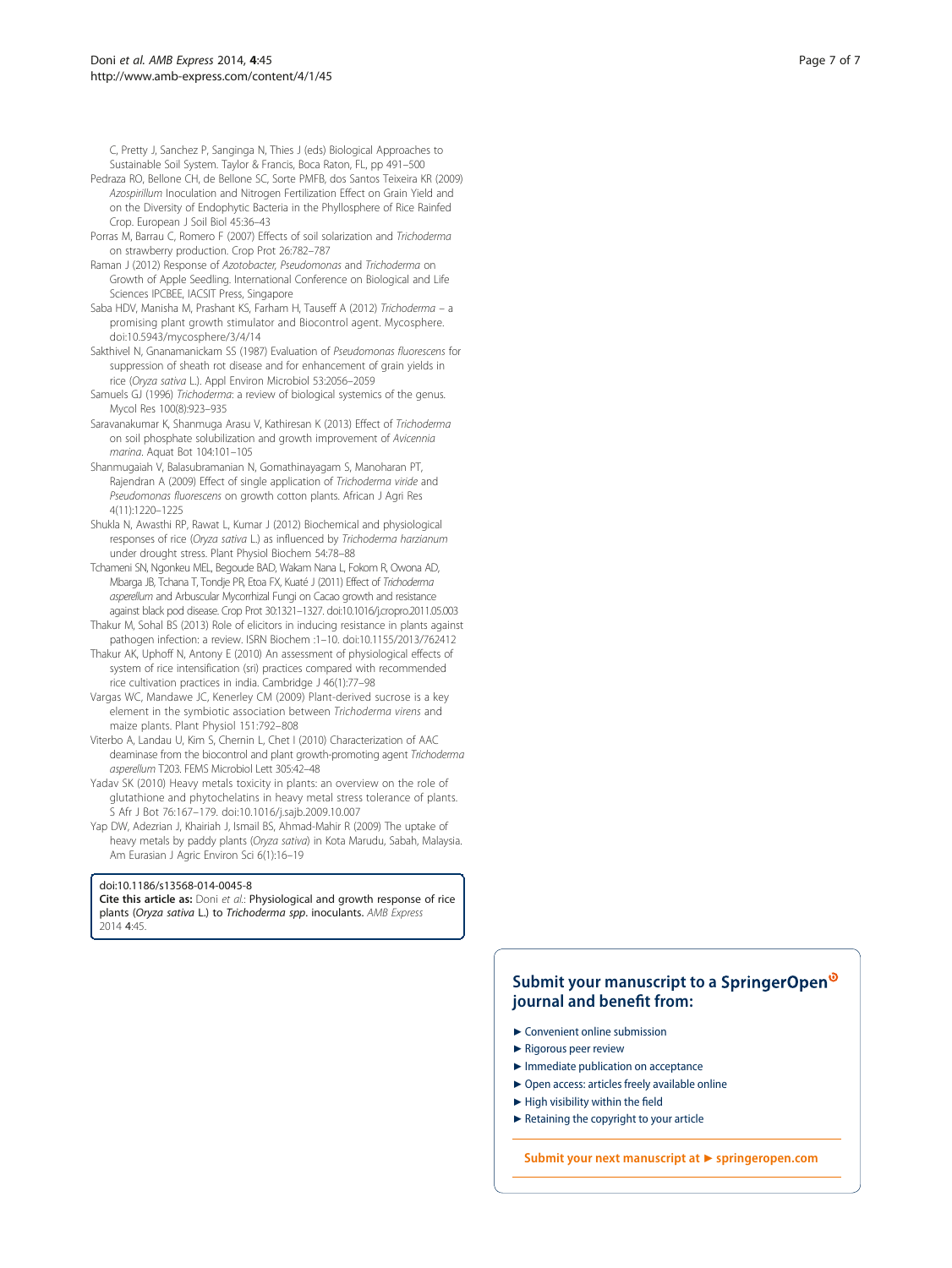C, Pretty J, Sanchez P, Sanginga N, Thies J (eds) Biological Approaches to Sustainable Soil System. Taylor & Francis, Boca Raton, FL, pp 491–500

Pedraza RO, Bellone CH, de Bellone SC, Sorte PMFB, dos Santos Teixeira KR (2009) *Azospirillum* Inoculation and Nitrogen Fertilization Effect on Grain Yield and on the Diversity of Endophytic Bacteria in the Phyllosphere of Rice Rainfed Crop. European J Soil Biol 45:36–43

Porras M, Barrau C, Romero F (2007) Effects of soil solarization and *Trichoderma* on strawberry production. Crop Prot 26:782–787

Raman J (2012) Response of *Azotobacter, Pseudomonas* and *Trichoderma* on Growth of Apple Seedling. International Conference on Biological and Life Sciences IPCBEE, IACSIT Press, Singapore

Saba HDV, Manisha M, Prashant KS, Farham H, Tauseff A (2012) *Trichoderma* – a promising plant growth stimulator and Biocontrol agent. Mycosphere. doi:10.5943/mycosphere/3/4/14

Sakthivel N, Gnanamanickam SS (1987) Evaluation of *Pseudomonas fluorescens* for suppression of sheath rot disease and for enhancement of grain yields in rice (*Oryza sativa* L.). Appl Environ Microbiol 53:2056–2059

Samuels GJ (1996) *Trichoderma*: a review of biological systemics of the genus. Mycol Res 100(8):923–935

Saravanakumar K, Shanmuga Arasu V, Kathiresan K (2013) Effect of *Trichoderma* on soil phosphate solubilization and growth improvement of *Avicennia marina*. Aquat Bot 104:101–105

Shanmugaiah V, Balasubramanian N, Gomathinayagam S, Manoharan PT, Rajendran A (2009) Effect of single application of *Trichoderma viride* and *Pseudomonas fluorescens* on growth cotton plants. African J Agri Res 4(11):1220–1225

Shukla N, Awasthi RP, Rawat L, Kumar J (2012) Biochemical and physiological responses of rice (*Oryza sativa* L.) as influenced by *Trichoderma harzianum* under drought stress. Plant Physiol Biochem 54:78–88

Tchameni SN, Ngonkeu MEL, Begoude BAD, Wakam Nana L, Fokom R, Owona AD, Mbarga JB, Tchana T, Tondje PR, Etoa FX, Kuaté J (2011) Effect of *Trichoderma asperellum* and Arbuscular Mycorrhizal Fungi on Cacao growth and resistance against black pod disease. Crop Prot 30:1321–1327. doi:10.1016/j.cropro.2011.05.003

Thakur M, Sohal BS (2013) Role of elicitors in inducing resistance in plants against pathogen infection: a review. ISRN Biochem :1–10. doi:10.1155/2013/762412

Thakur AK, Uphoff N, Antony E (2010) An assessment of physiological effects of system of rice intensification (sri) practices compared with recommended rice cultivation practices in india. Cambridge J 46(1):77–98

Vargas WC, Mandawe JC, Kenerley CM (2009) Plant-derived sucrose is a key element in the symbiotic association between *Trichoderma virens* and maize plants. Plant Physiol 151:792–808

Viterbo A, Landau U, Kim S, Chernin L, Chet I (2010) Characterization of AAC deaminase from the biocontrol and plant growth-promoting agent *Trichoderma asperellum* T203. FEMS Microbiol Lett 305:42–48

Yadav SK (2010) Heavy metals toxicity in plants: an overview on the role of glutathione and phytochelatins in heavy metal stress tolerance of plants. S Afr J Bot 76:167–179. doi:10.1016/j.sajb.2009.10.007

Yap DW, Adezrian J, Khairiah J, Ismail BS, Ahmad-Mahir R (2009) The uptake of heavy metals by paddy plants (*Oryza sativa*) in Kota Marudu, Sabah, Malaysia. Am Eurasian J Agric Environ Sci 6(1):16–19

doi:10.1186/s13568-014-0045-8

**Cite this article as:** Doni *et al.*: Physiological and growth response of rice plants (*Oryza sativa* L.) to *Trichoderma spp*. inoculants. *AMB Express* 2014 **4**:45.

**Submit your manuscript to a SpringerOpen journal and benefit from:**

- ► Convenient online submission
- ► Rigorous peer review
- ► Immediate publication on acceptance
- ► Open access: articles freely available online
- ► High visibility within the field
- ► Retaining the copyright to your article

**Submit your next manuscript at ► springeropen.com**